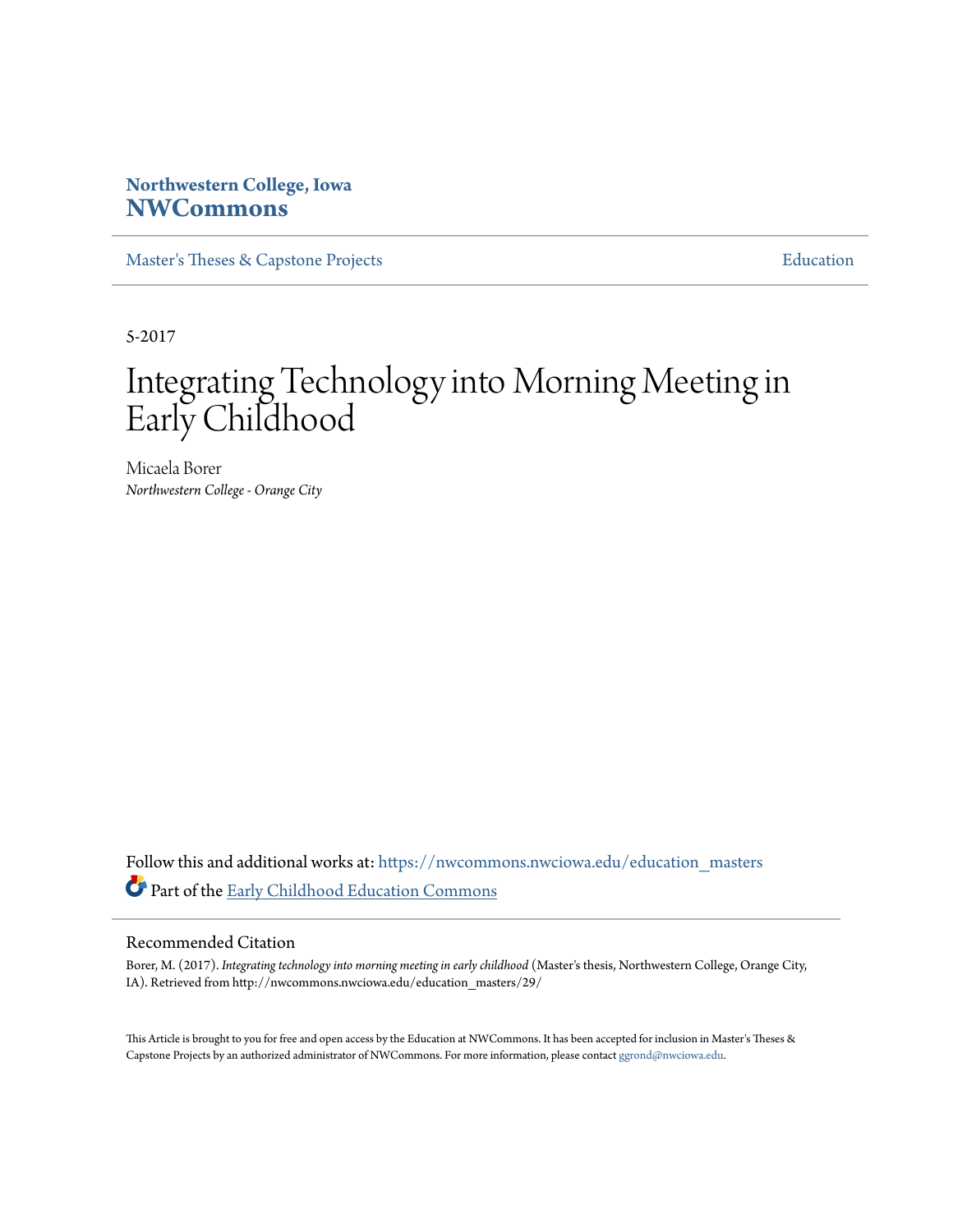# Northwestern College, Iowa
# NWCommons

Master's Theses & Capstone Projects | Education

5-2017

# Integrating Technology into Morning Meeting in Early Childhood

Micaela Borer
*Northwestern College - Orange City*

Follow this and additional works at: https://nwcommons.nwciowa.edu/education_masters

Part of the Early Childhood Education Commons

## Recommended Citation

Borer, M. (2017). *Integrating technology into morning meeting in early childhood* (Master's thesis, Northwestern College, Orange City, IA). Retrieved from http://nwcommons.nwciowa.edu/education_masters/29/

This Article is brought to you for free and open access by the Education at NWCommons. It has been accepted for inclusion in Master's Theses & Capstone Projects by an authorized administrator of NWCommons. For more information, please contact ggrond@nwciowa.edu.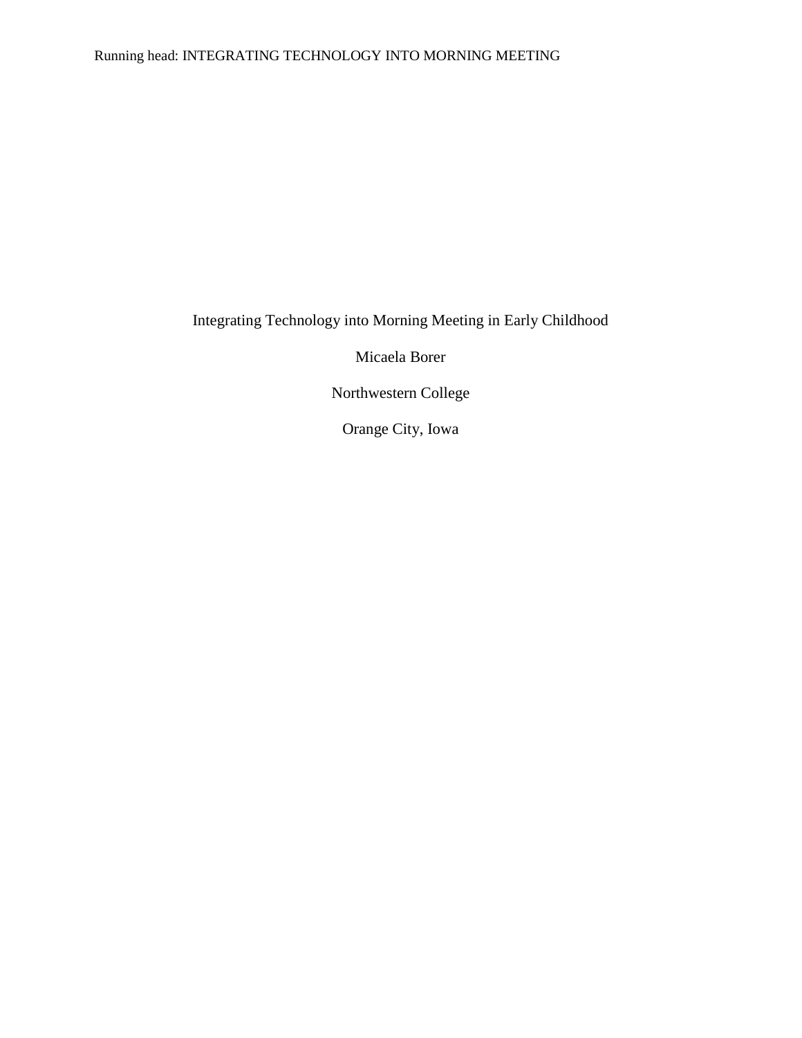# Integrating Technology into Morning Meeting in Early Childhood

Micaela Borer

Northwestern College

Orange City, Iowa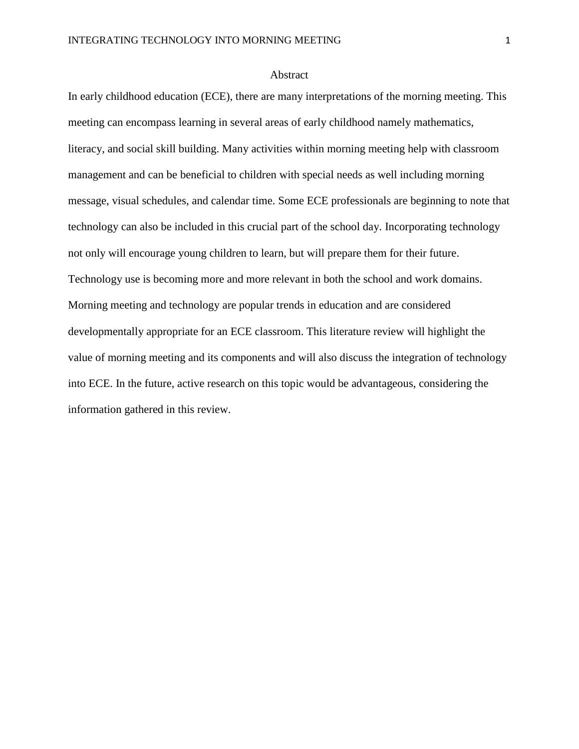# Abstract

In early childhood education (ECE), there are many interpretations of the morning meeting. This meeting can encompass learning in several areas of early childhood namely mathematics, literacy, and social skill building. Many activities within morning meeting help with classroom management and can be beneficial to children with special needs as well including morning message, visual schedules, and calendar time. Some ECE professionals are beginning to note that technology can also be included in this crucial part of the school day. Incorporating technology not only will encourage young children to learn, but will prepare them for their future. Technology use is becoming more and more relevant in both the school and work domains. Morning meeting and technology are popular trends in education and are considered developmentally appropriate for an ECE classroom. This literature review will highlight the value of morning meeting and its components and will also discuss the integration of technology into ECE. In the future, active research on this topic would be advantageous, considering the information gathered in this review.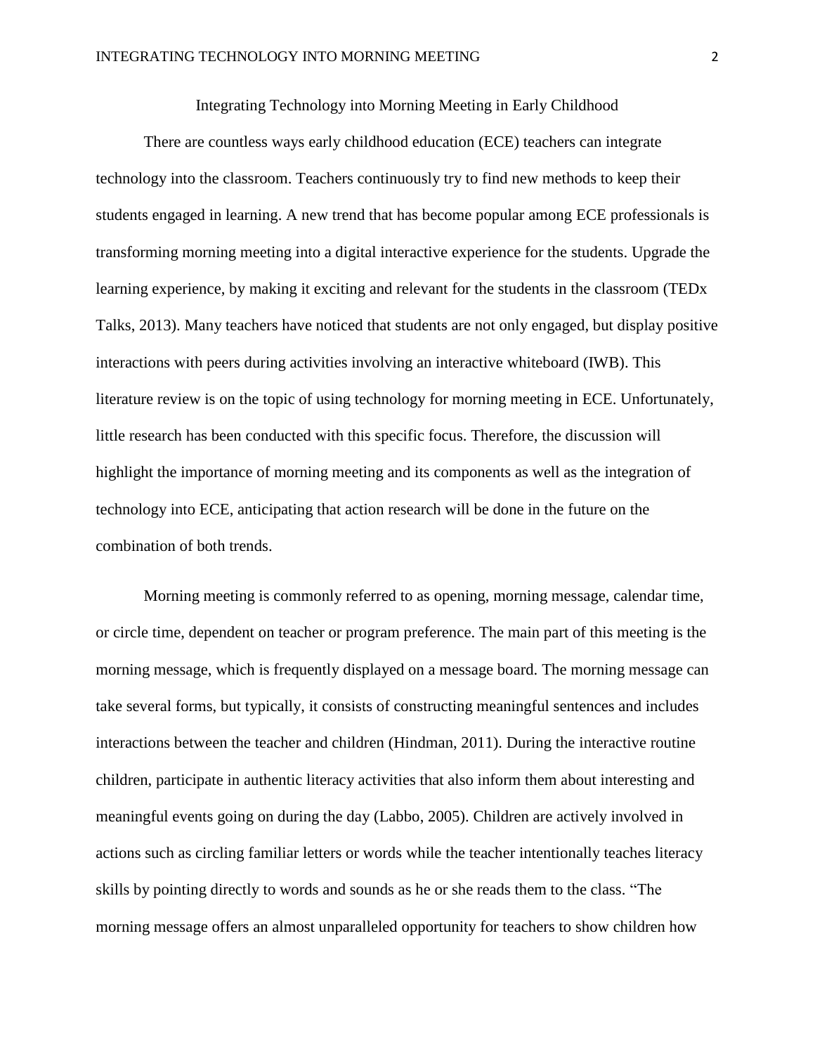Integrating Technology into Morning Meeting in Early Childhood

There are countless ways early childhood education (ECE) teachers can integrate technology into the classroom. Teachers continuously try to find new methods to keep their students engaged in learning. A new trend that has become popular among ECE professionals is transforming morning meeting into a digital interactive experience for the students. Upgrade the learning experience, by making it exciting and relevant for the students in the classroom (TEDx Talks, 2013). Many teachers have noticed that students are not only engaged, but display positive interactions with peers during activities involving an interactive whiteboard (IWB). This literature review is on the topic of using technology for morning meeting in ECE. Unfortunately, little research has been conducted with this specific focus. Therefore, the discussion will highlight the importance of morning meeting and its components as well as the integration of technology into ECE, anticipating that action research will be done in the future on the combination of both trends.

Morning meeting is commonly referred to as opening, morning message, calendar time, or circle time, dependent on teacher or program preference. The main part of this meeting is the morning message, which is frequently displayed on a message board. The morning message can take several forms, but typically, it consists of constructing meaningful sentences and includes interactions between the teacher and children (Hindman, 2011). During the interactive routine children, participate in authentic literacy activities that also inform them about interesting and meaningful events going on during the day (Labbo, 2005). Children are actively involved in actions such as circling familiar letters or words while the teacher intentionally teaches literacy skills by pointing directly to words and sounds as he or she reads them to the class. "The morning message offers an almost unparalleled opportunity for teachers to show children how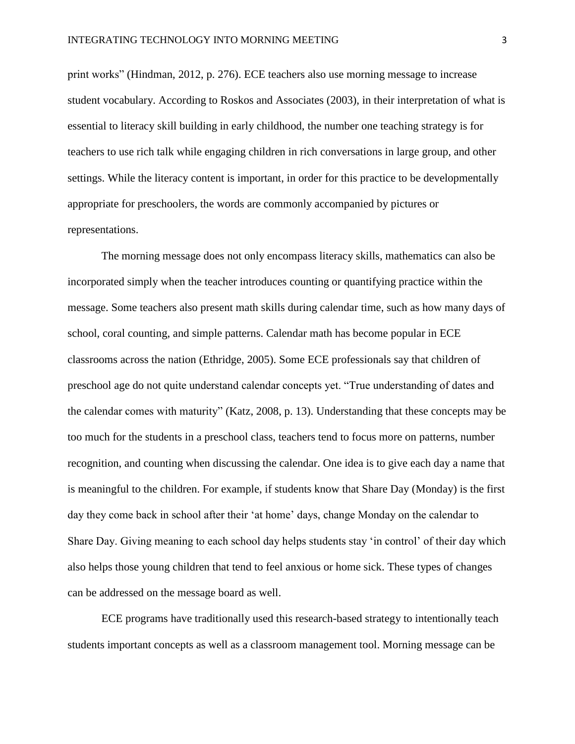print works" (Hindman, 2012, p. 276). ECE teachers also use morning message to increase student vocabulary. According to Roskos and Associates (2003), in their interpretation of what is essential to literacy skill building in early childhood, the number one teaching strategy is for teachers to use rich talk while engaging children in rich conversations in large group, and other settings. While the literacy content is important, in order for this practice to be developmentally appropriate for preschoolers, the words are commonly accompanied by pictures or representations.

The morning message does not only encompass literacy skills, mathematics can also be incorporated simply when the teacher introduces counting or quantifying practice within the message. Some teachers also present math skills during calendar time, such as how many days of school, coral counting, and simple patterns. Calendar math has become popular in ECE classrooms across the nation (Ethridge, 2005). Some ECE professionals say that children of preschool age do not quite understand calendar concepts yet. "True understanding of dates and the calendar comes with maturity" (Katz, 2008, p. 13). Understanding that these concepts may be too much for the students in a preschool class, teachers tend to focus more on patterns, number recognition, and counting when discussing the calendar. One idea is to give each day a name that is meaningful to the children. For example, if students know that Share Day (Monday) is the first day they come back in school after their 'at home' days, change Monday on the calendar to Share Day. Giving meaning to each school day helps students stay 'in control' of their day which also helps those young children that tend to feel anxious or home sick. These types of changes can be addressed on the message board as well.

ECE programs have traditionally used this research-based strategy to intentionally teach students important concepts as well as a classroom management tool. Morning message can be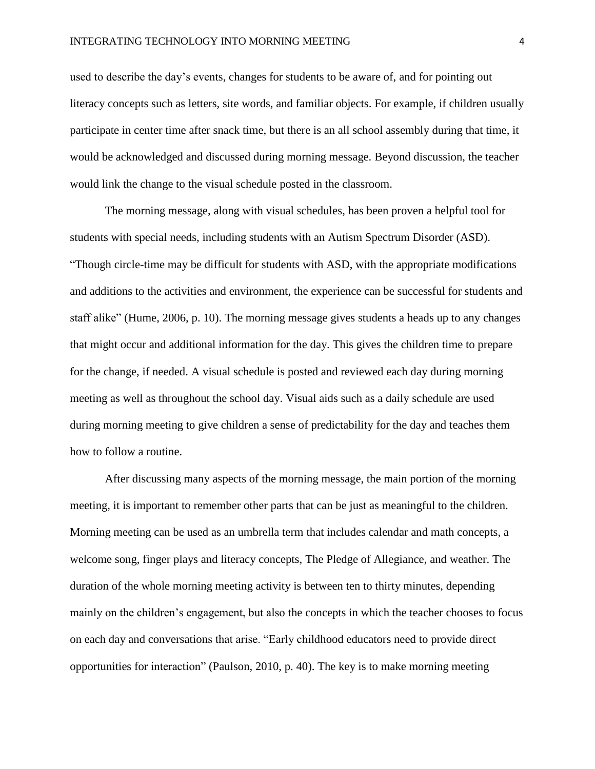used to describe the day's events, changes for students to be aware of, and for pointing out literacy concepts such as letters, site words, and familiar objects. For example, if children usually participate in center time after snack time, but there is an all school assembly during that time, it would be acknowledged and discussed during morning message. Beyond discussion, the teacher would link the change to the visual schedule posted in the classroom.

The morning message, along with visual schedules, has been proven a helpful tool for students with special needs, including students with an Autism Spectrum Disorder (ASD). "Though circle-time may be difficult for students with ASD, with the appropriate modifications and additions to the activities and environment, the experience can be successful for students and staff alike" (Hume, 2006, p. 10). The morning message gives students a heads up to any changes that might occur and additional information for the day. This gives the children time to prepare for the change, if needed. A visual schedule is posted and reviewed each day during morning meeting as well as throughout the school day. Visual aids such as a daily schedule are used during morning meeting to give children a sense of predictability for the day and teaches them how to follow a routine.

After discussing many aspects of the morning message, the main portion of the morning meeting, it is important to remember other parts that can be just as meaningful to the children. Morning meeting can be used as an umbrella term that includes calendar and math concepts, a welcome song, finger plays and literacy concepts, The Pledge of Allegiance, and weather. The duration of the whole morning meeting activity is between ten to thirty minutes, depending mainly on the children's engagement, but also the concepts in which the teacher chooses to focus on each day and conversations that arise. "Early childhood educators need to provide direct opportunities for interaction" (Paulson, 2010, p. 40). The key is to make morning meeting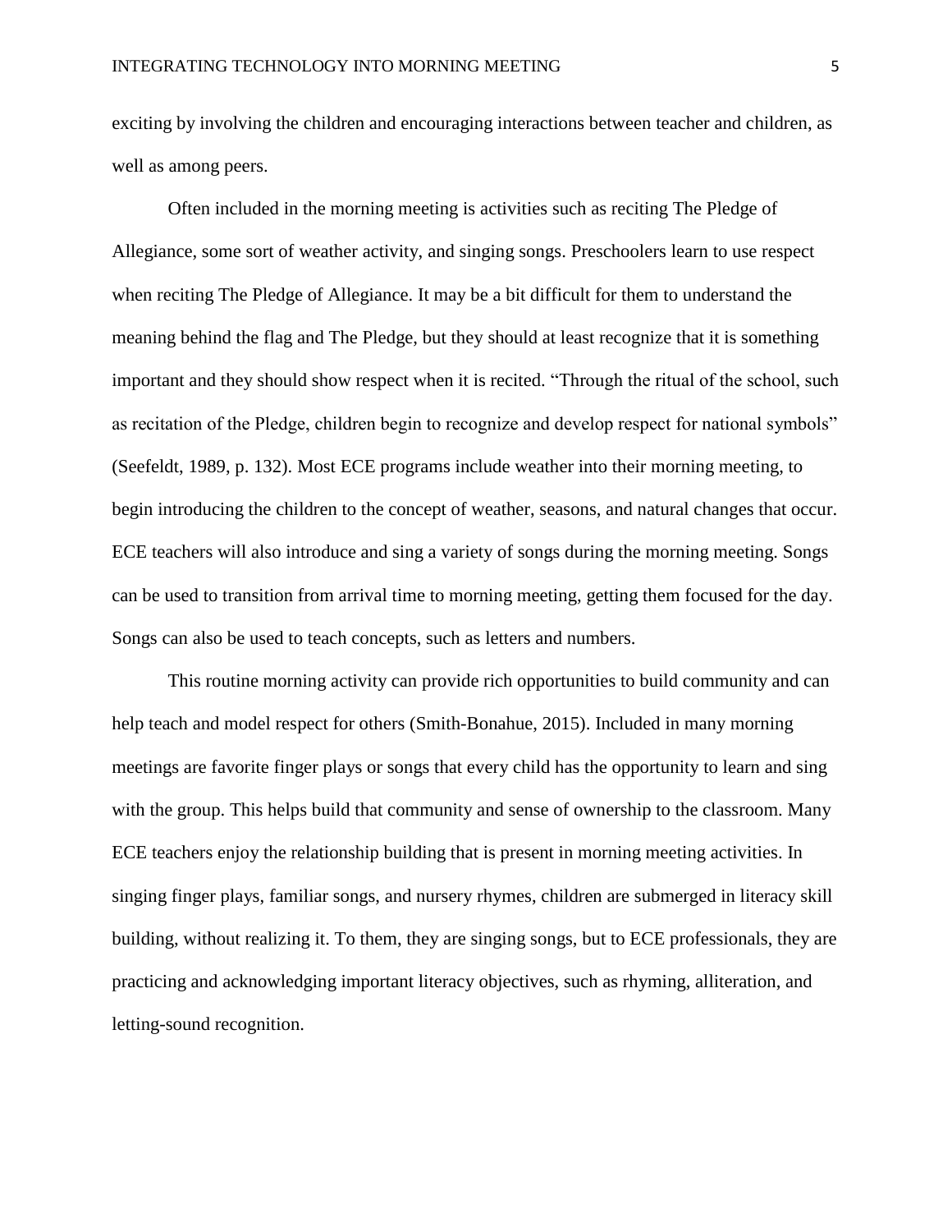exciting by involving the children and encouraging interactions between teacher and children, as well as among peers.

Often included in the morning meeting is activities such as reciting The Pledge of Allegiance, some sort of weather activity, and singing songs. Preschoolers learn to use respect when reciting The Pledge of Allegiance. It may be a bit difficult for them to understand the meaning behind the flag and The Pledge, but they should at least recognize that it is something important and they should show respect when it is recited. "Through the ritual of the school, such as recitation of the Pledge, children begin to recognize and develop respect for national symbols" (Seefeldt, 1989, p. 132). Most ECE programs include weather into their morning meeting, to begin introducing the children to the concept of weather, seasons, and natural changes that occur. ECE teachers will also introduce and sing a variety of songs during the morning meeting. Songs can be used to transition from arrival time to morning meeting, getting them focused for the day. Songs can also be used to teach concepts, such as letters and numbers.

This routine morning activity can provide rich opportunities to build community and can help teach and model respect for others (Smith-Bonahue, 2015). Included in many morning meetings are favorite finger plays or songs that every child has the opportunity to learn and sing with the group. This helps build that community and sense of ownership to the classroom. Many ECE teachers enjoy the relationship building that is present in morning meeting activities. In singing finger plays, familiar songs, and nursery rhymes, children are submerged in literacy skill building, without realizing it. To them, they are singing songs, but to ECE professionals, they are practicing and acknowledging important literacy objectives, such as rhyming, alliteration, and letting-sound recognition.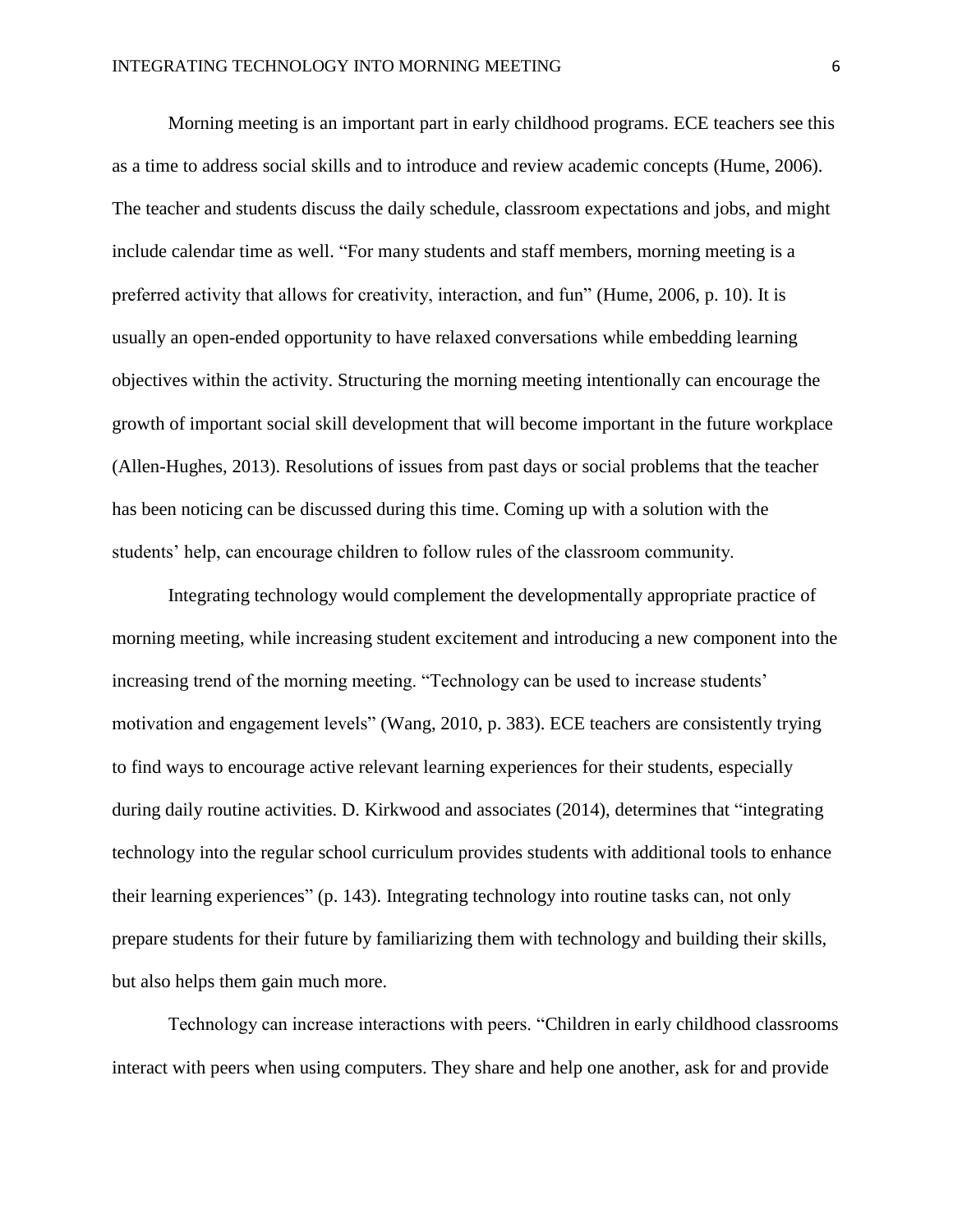Morning meeting is an important part in early childhood programs. ECE teachers see this as a time to address social skills and to introduce and review academic concepts (Hume, 2006). The teacher and students discuss the daily schedule, classroom expectations and jobs, and might include calendar time as well. "For many students and staff members, morning meeting is a preferred activity that allows for creativity, interaction, and fun" (Hume, 2006, p. 10). It is usually an open-ended opportunity to have relaxed conversations while embedding learning objectives within the activity. Structuring the morning meeting intentionally can encourage the growth of important social skill development that will become important in the future workplace (Allen-Hughes, 2013). Resolutions of issues from past days or social problems that the teacher has been noticing can be discussed during this time. Coming up with a solution with the students' help, can encourage children to follow rules of the classroom community.

Integrating technology would complement the developmentally appropriate practice of morning meeting, while increasing student excitement and introducing a new component into the increasing trend of the morning meeting. "Technology can be used to increase students' motivation and engagement levels" (Wang, 2010, p. 383). ECE teachers are consistently trying to find ways to encourage active relevant learning experiences for their students, especially during daily routine activities. D. Kirkwood and associates (2014), determines that "integrating technology into the regular school curriculum provides students with additional tools to enhance their learning experiences" (p. 143). Integrating technology into routine tasks can, not only prepare students for their future by familiarizing them with technology and building their skills, but also helps them gain much more.

Technology can increase interactions with peers. "Children in early childhood classrooms interact with peers when using computers. They share and help one another, ask for and provide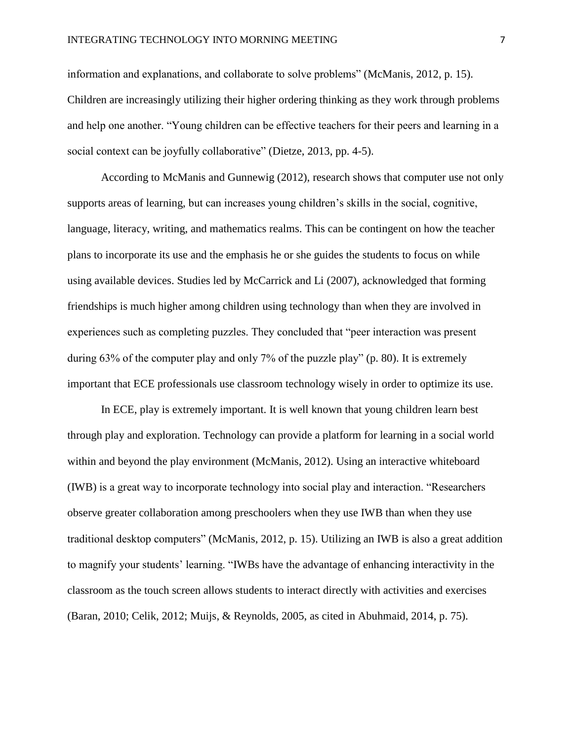information and explanations, and collaborate to solve problems" (McManis, 2012, p. 15). Children are increasingly utilizing their higher ordering thinking as they work through problems and help one another. "Young children can be effective teachers for their peers and learning in a social context can be joyfully collaborative" (Dietze, 2013, pp. 4-5).

According to McManis and Gunnewig (2012), research shows that computer use not only supports areas of learning, but can increases young children's skills in the social, cognitive, language, literacy, writing, and mathematics realms. This can be contingent on how the teacher plans to incorporate its use and the emphasis he or she guides the students to focus on while using available devices. Studies led by McCarrick and Li (2007), acknowledged that forming friendships is much higher among children using technology than when they are involved in experiences such as completing puzzles. They concluded that "peer interaction was present during 63% of the computer play and only 7% of the puzzle play" (p. 80). It is extremely important that ECE professionals use classroom technology wisely in order to optimize its use.

In ECE, play is extremely important. It is well known that young children learn best through play and exploration. Technology can provide a platform for learning in a social world within and beyond the play environment (McManis, 2012). Using an interactive whiteboard (IWB) is a great way to incorporate technology into social play and interaction. "Researchers observe greater collaboration among preschoolers when they use IWB than when they use traditional desktop computers" (McManis, 2012, p. 15). Utilizing an IWB is also a great addition to magnify your students' learning. "IWBs have the advantage of enhancing interactivity in the classroom as the touch screen allows students to interact directly with activities and exercises (Baran, 2010; Celik, 2012; Muijs, & Reynolds, 2005, as cited in Abuhmaid, 2014, p. 75).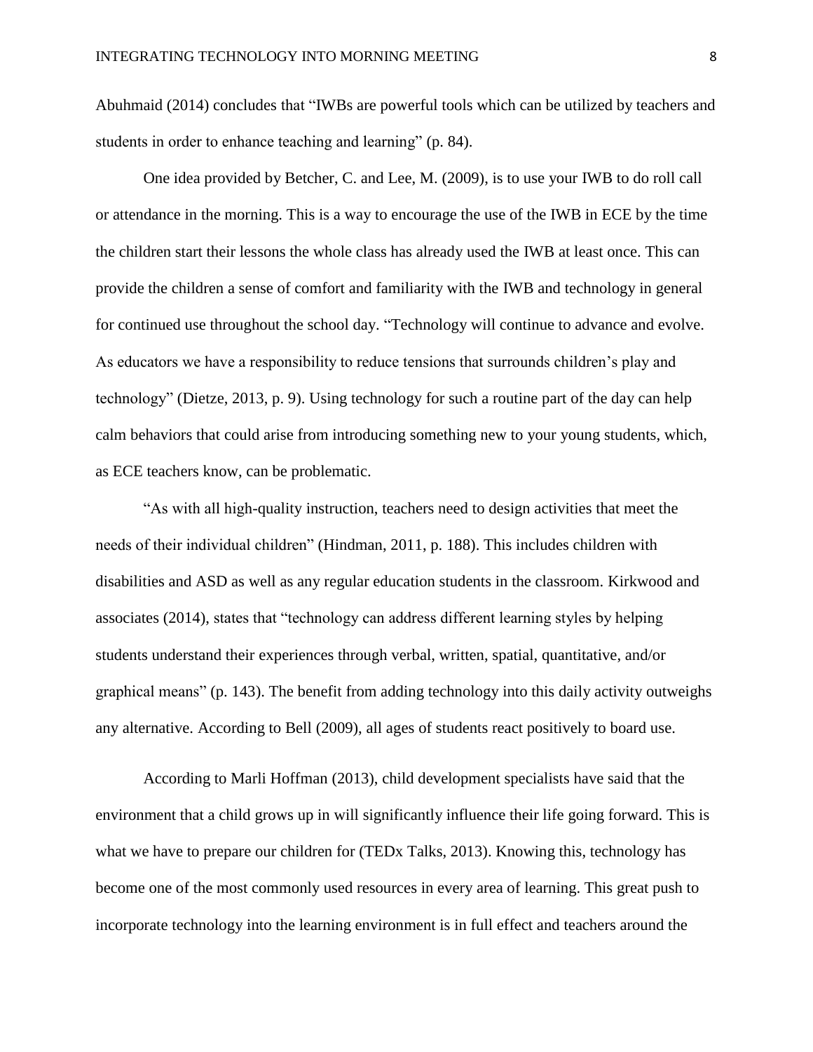Abuhmaid (2014) concludes that "IWBs are powerful tools which can be utilized by teachers and students in order to enhance teaching and learning" (p. 84).

One idea provided by Betcher, C. and Lee, M. (2009), is to use your IWB to do roll call or attendance in the morning. This is a way to encourage the use of the IWB in ECE by the time the children start their lessons the whole class has already used the IWB at least once. This can provide the children a sense of comfort and familiarity with the IWB and technology in general for continued use throughout the school day. "Technology will continue to advance and evolve. As educators we have a responsibility to reduce tensions that surrounds children's play and technology" (Dietze, 2013, p. 9). Using technology for such a routine part of the day can help calm behaviors that could arise from introducing something new to your young students, which, as ECE teachers know, can be problematic.

"As with all high-quality instruction, teachers need to design activities that meet the needs of their individual children" (Hindman, 2011, p. 188). This includes children with disabilities and ASD as well as any regular education students in the classroom. Kirkwood and associates (2014), states that "technology can address different learning styles by helping students understand their experiences through verbal, written, spatial, quantitative, and/or graphical means" (p. 143). The benefit from adding technology into this daily activity outweighs any alternative. According to Bell (2009), all ages of students react positively to board use.

According to Marli Hoffman (2013), child development specialists have said that the environment that a child grows up in will significantly influence their life going forward. This is what we have to prepare our children for (TEDx Talks, 2013). Knowing this, technology has become one of the most commonly used resources in every area of learning. This great push to incorporate technology into the learning environment is in full effect and teachers around the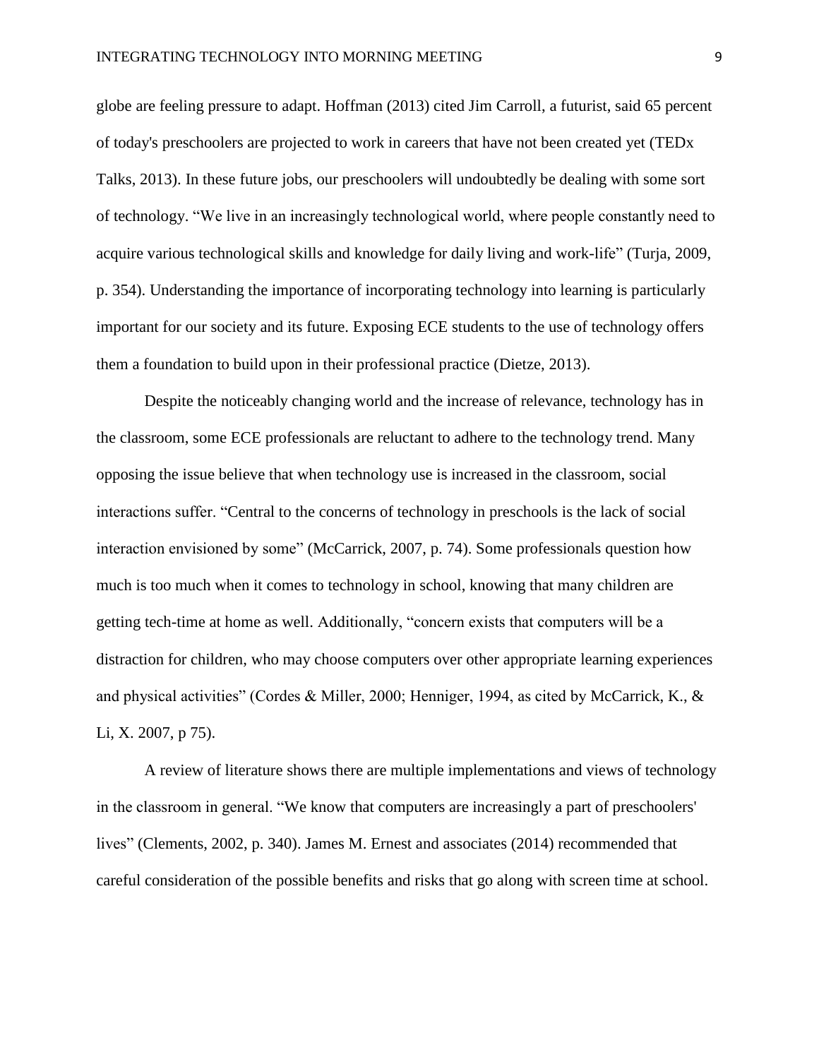globe are feeling pressure to adapt. Hoffman (2013) cited Jim Carroll, a futurist, said 65 percent of today's preschoolers are projected to work in careers that have not been created yet (TEDx Talks, 2013). In these future jobs, our preschoolers will undoubtedly be dealing with some sort of technology. "We live in an increasingly technological world, where people constantly need to acquire various technological skills and knowledge for daily living and work-life" (Turja, 2009, p. 354). Understanding the importance of incorporating technology into learning is particularly important for our society and its future. Exposing ECE students to the use of technology offers them a foundation to build upon in their professional practice (Dietze, 2013).

Despite the noticeably changing world and the increase of relevance, technology has in the classroom, some ECE professionals are reluctant to adhere to the technology trend. Many opposing the issue believe that when technology use is increased in the classroom, social interactions suffer. "Central to the concerns of technology in preschools is the lack of social interaction envisioned by some" (McCarrick, 2007, p. 74). Some professionals question how much is too much when it comes to technology in school, knowing that many children are getting tech-time at home as well. Additionally, "concern exists that computers will be a distraction for children, who may choose computers over other appropriate learning experiences and physical activities" (Cordes & Miller, 2000; Henniger, 1994, as cited by McCarrick, K., & Li, X. 2007, p 75).

A review of literature shows there are multiple implementations and views of technology in the classroom in general. "We know that computers are increasingly a part of preschoolers' lives" (Clements, 2002, p. 340). James M. Ernest and associates (2014) recommended that careful consideration of the possible benefits and risks that go along with screen time at school.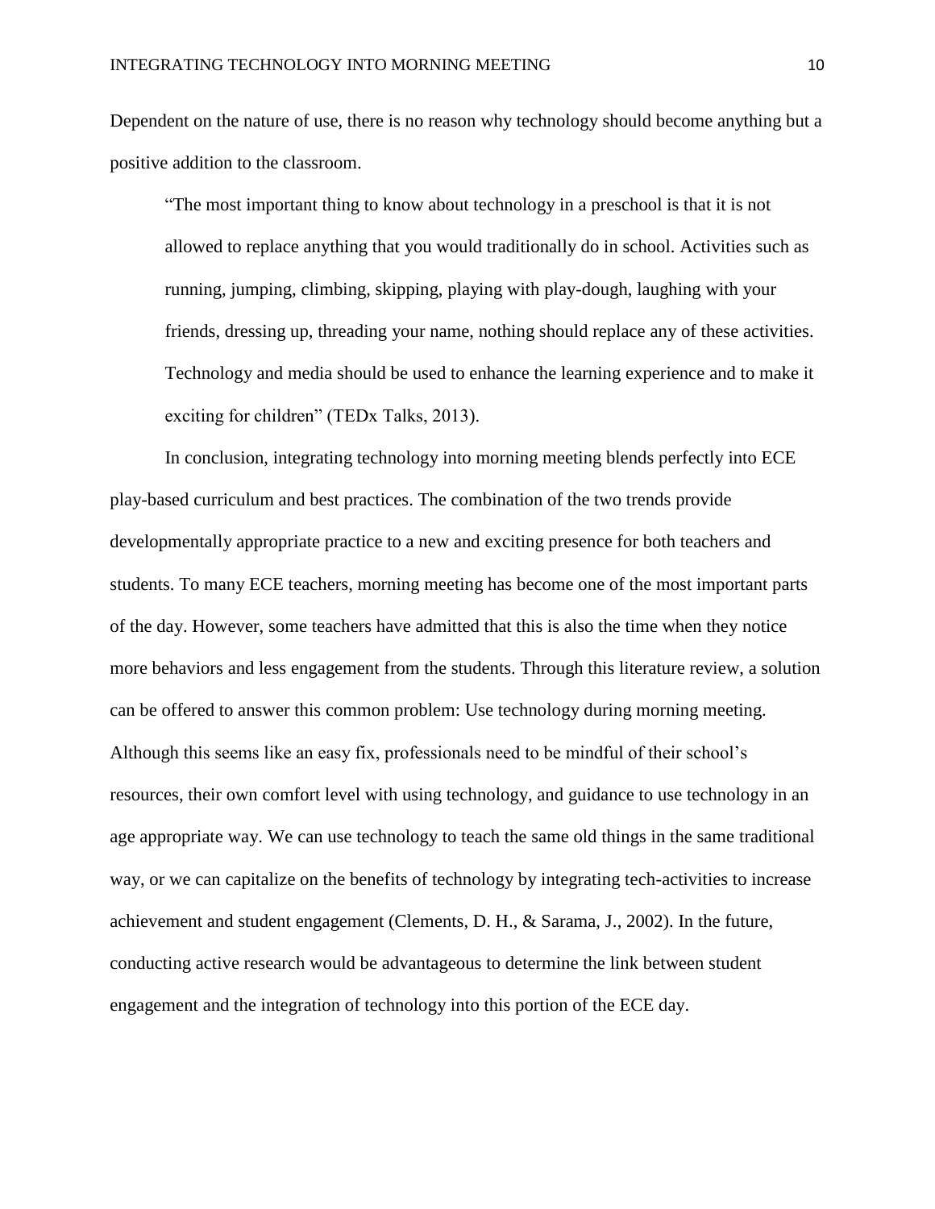Dependent on the nature of use, there is no reason why technology should become anything but a positive addition to the classroom.

> "The most important thing to know about technology in a preschool is that it is not allowed to replace anything that you would traditionally do in school. Activities such as running, jumping, climbing, skipping, playing with play-dough, laughing with your friends, dressing up, threading your name, nothing should replace any of these activities. Technology and media should be used to enhance the learning experience and to make it exciting for children" (TEDx Talks, 2013).

In conclusion, integrating technology into morning meeting blends perfectly into ECE play-based curriculum and best practices. The combination of the two trends provide developmentally appropriate practice to a new and exciting presence for both teachers and students. To many ECE teachers, morning meeting has become one of the most important parts of the day. However, some teachers have admitted that this is also the time when they notice more behaviors and less engagement from the students. Through this literature review, a solution can be offered to answer this common problem: Use technology during morning meeting. Although this seems like an easy fix, professionals need to be mindful of their school's resources, their own comfort level with using technology, and guidance to use technology in an age appropriate way. We can use technology to teach the same old things in the same traditional way, or we can capitalize on the benefits of technology by integrating tech-activities to increase achievement and student engagement (Clements, D. H., & Sarama, J., 2002). In the future, conducting active research would be advantageous to determine the link between student engagement and the integration of technology into this portion of the ECE day.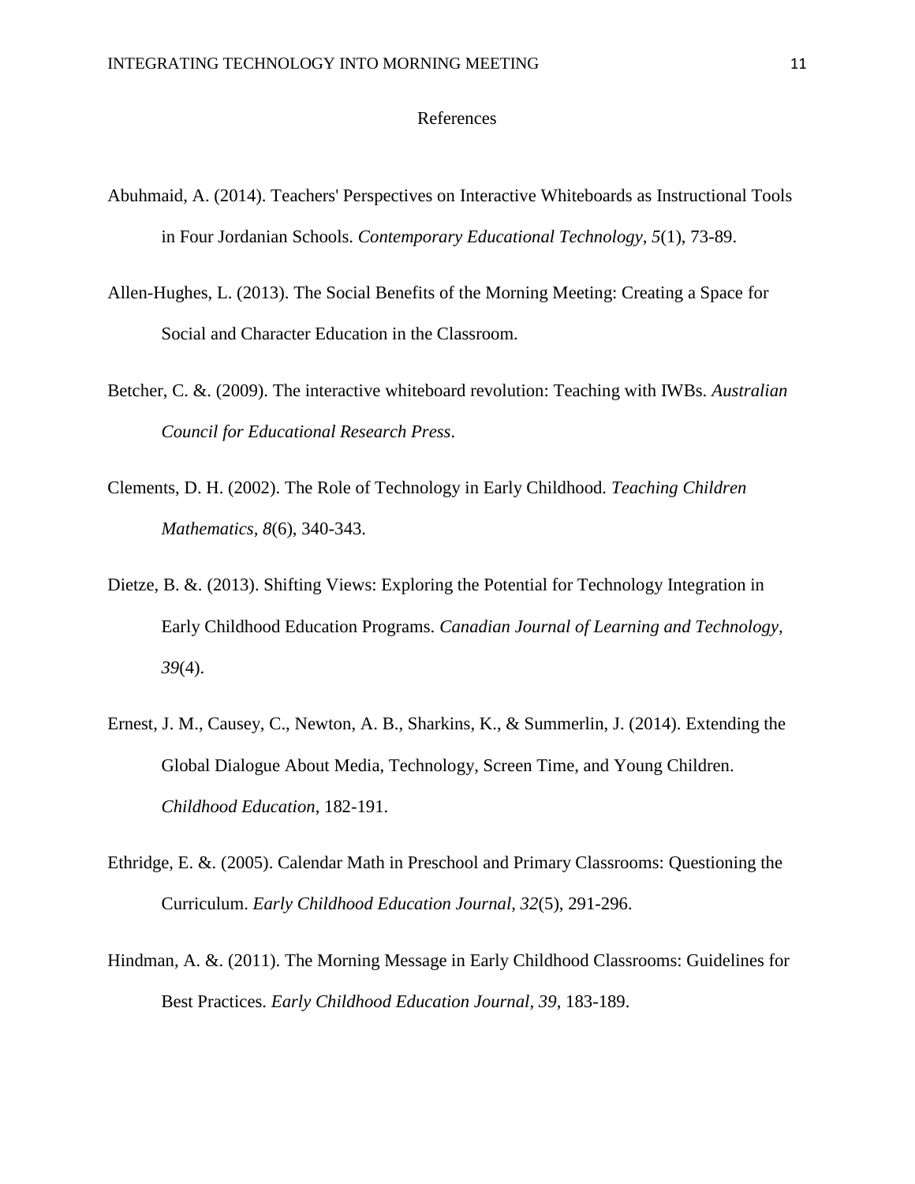# References

Abuhmaid, A. (2014). Teachers' Perspectives on Interactive Whiteboards as Instructional Tools in Four Jordanian Schools. *Contemporary Educational Technology, 5*(1), 73-89.

Allen-Hughes, L. (2013). The Social Benefits of the Morning Meeting: Creating a Space for Social and Character Education in the Classroom.

Betcher, C. &. (2009). The interactive whiteboard revolution: Teaching with IWBs. *Australian Council for Educational Research Press*.

Clements, D. H. (2002). The Role of Technology in Early Childhood. *Teaching Children Mathematics, 8*(6), 340-343.

Dietze, B. &. (2013). Shifting Views: Exploring the Potential for Technology Integration in Early Childhood Education Programs. *Canadian Journal of Learning and Technology, 39*(4).

Ernest, J. M., Causey, C., Newton, A. B., Sharkins, K., & Summerlin, J. (2014). Extending the Global Dialogue About Media, Technology, Screen Time, and Young Children. *Childhood Education*, 182-191.

Ethridge, E. &. (2005). Calendar Math in Preschool and Primary Classrooms: Questioning the Curriculum. *Early Childhood Education Journal, 32*(5), 291-296.

Hindman, A. &. (2011). The Morning Message in Early Childhood Classrooms: Guidelines for Best Practices. *Early Childhood Education Journal, 39*, 183-189.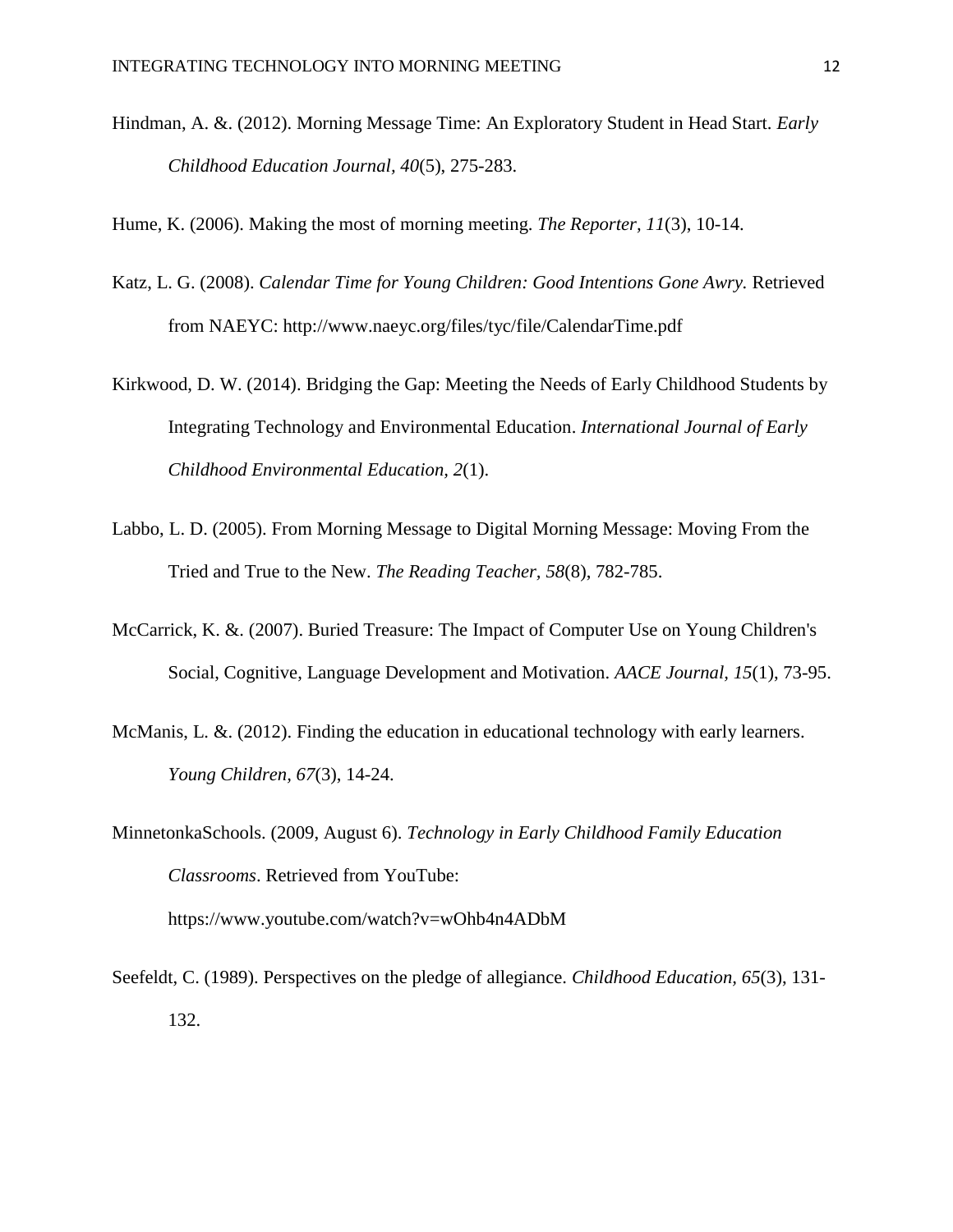Hindman, A. &. (2012). Morning Message Time: An Exploratory Student in Head Start. *Early Childhood Education Journal, 40*(5), 275-283.

Hume, K. (2006). Making the most of morning meeting. *The Reporter, 11*(3), 10-14.

Katz, L. G. (2008). *Calendar Time for Young Children: Good Intentions Gone Awry.* Retrieved from NAEYC: http://www.naeyc.org/files/tyc/file/CalendarTime.pdf

Kirkwood, D. W. (2014). Bridging the Gap: Meeting the Needs of Early Childhood Students by Integrating Technology and Environmental Education. *International Journal of Early Childhood Environmental Education, 2*(1).

Labbo, L. D. (2005). From Morning Message to Digital Morning Message: Moving From the Tried and True to the New. *The Reading Teacher, 58*(8), 782-785.

McCarrick, K. &. (2007). Buried Treasure: The Impact of Computer Use on Young Children's Social, Cognitive, Language Development and Motivation. *AACE Journal, 15*(1), 73-95.

McManis, L. &. (2012). Finding the education in educational technology with early learners. *Young Children, 67*(3), 14-24.

MinnetonkaSchools. (2009, August 6). *Technology in Early Childhood Family Education Classrooms*. Retrieved from YouTube: https://www.youtube.com/watch?v=wOhb4n4ADbM

Seefeldt, C. (1989). Perspectives on the pledge of allegiance. *Childhood Education, 65*(3), 131-132.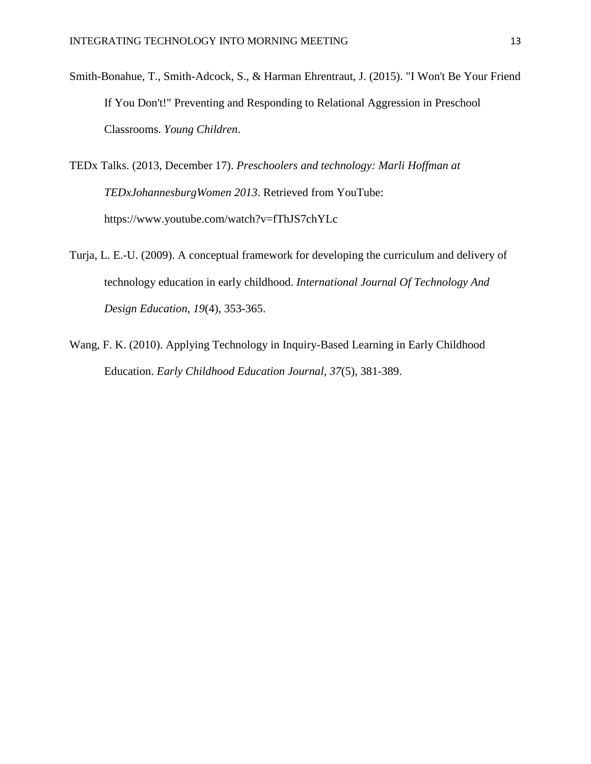Smith-Bonahue, T., Smith-Adcock, S., & Harman Ehrentraut, J. (2015). "I Won't Be Your Friend If You Don't!" Preventing and Responding to Relational Aggression in Preschool Classrooms. *Young Children*.

TEDx Talks. (2013, December 17). *Preschoolers and technology: Marli Hoffman at TEDxJohannesburgWomen 2013*. Retrieved from YouTube: https://www.youtube.com/watch?v=fThJS7chYLc

Turja, L. E.-U. (2009). A conceptual framework for developing the curriculum and delivery of technology education in early childhood. *International Journal Of Technology And Design Education, 19*(4), 353-365.

Wang, F. K. (2010). Applying Technology in Inquiry-Based Learning in Early Childhood Education. *Early Childhood Education Journal, 37*(5), 381-389.